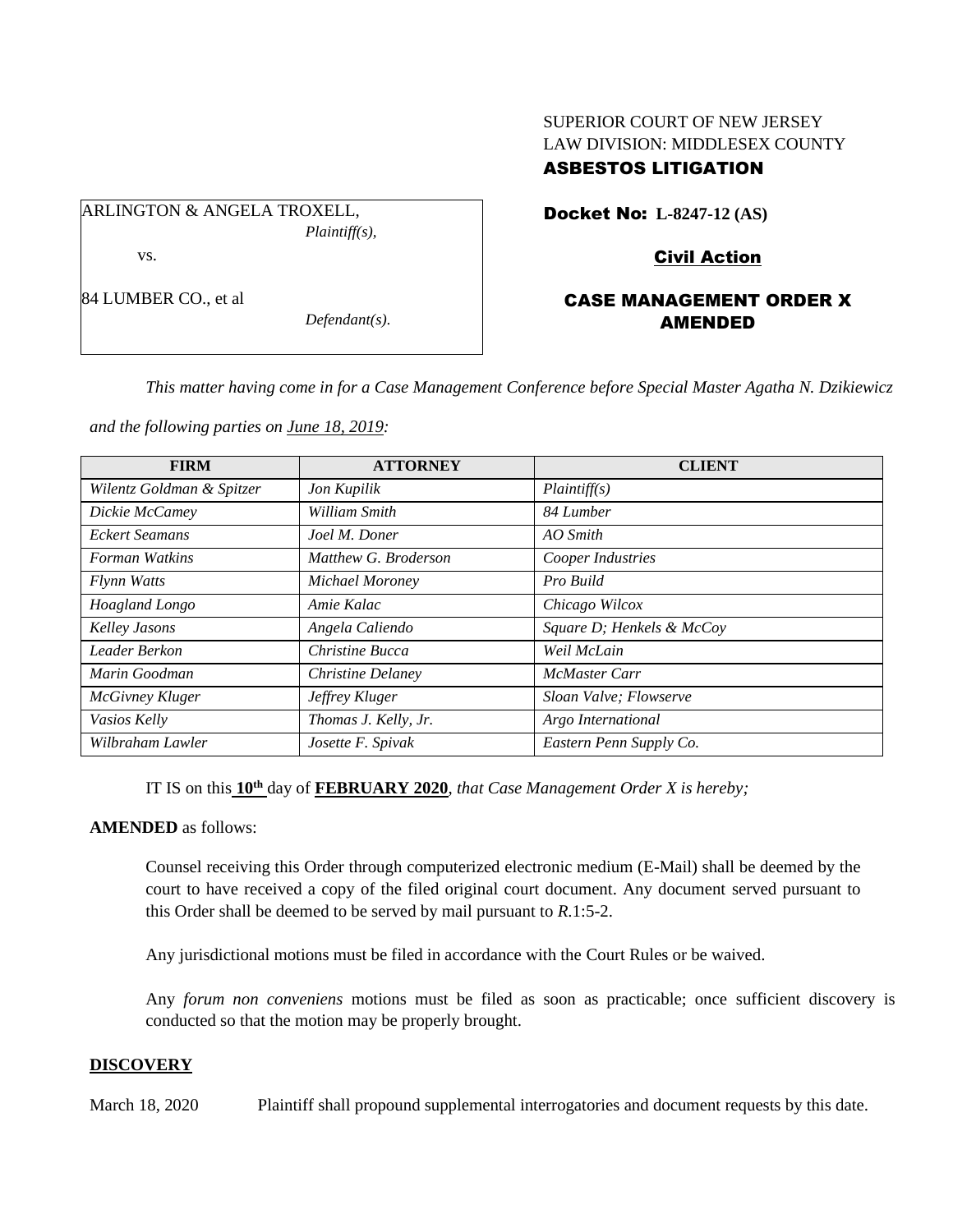SUPERIOR COURT OF NEW JERSEY
LAW DIVISION: MIDDLESEX COUNTY
**ASBESTOS LITIGATION**

ARLINGTON & ANGELA TROXELL,
*Plaintiff(s),*

vs.

84 LUMBER CO., et al
*Defendant(s).*

**Docket No: L-8247-12 (AS)**

**Civil Action**

## CASE MANAGEMENT ORDER X AMENDED

*This matter having come in for a Case Management Conference before Special Master Agatha N. Dzikiewicz and the following parties on June 18, 2019:*

| FIRM | ATTORNEY | CLIENT |
|---|---|---|
| *Wilentz Goldman & Spitzer* | *Jon Kupilik* | *Plaintiff(s)* |
| *Dickie McCamey* | *William Smith* | *84 Lumber* |
| *Eckert Seamans* | *Joel M. Doner* | *AO Smith* |
| *Forman Watkins* | *Matthew G. Broderson* | *Cooper Industries* |
| *Flynn Watts* | *Michael Moroney* | *Pro Build* |
| *Hoagland Longo* | *Amie Kalac* | *Chicago Wilcox* |
| *Kelley Jasons* | *Angela Caliendo* | *Square D; Henkels & McCoy* |
| *Leader Berkon* | *Christine Bucca* | *Weil McLain* |
| *Marin Goodman* | *Christine Delaney* | *McMaster Carr* |
| *McGivney Kluger* | *Jeffrey Kluger* | *Sloan Valve; Flowserve* |
| *Vasios Kelly* | *Thomas J. Kelly, Jr.* | *Argo International* |
| *Wilbraham Lawler* | *Josette F. Spivak* | *Eastern Penn Supply Co.* |

IT IS on this **10th** day of **FEBRUARY 2020**, *that Case Management Order X is hereby;*

**AMENDED** as follows:

Counsel receiving this Order through computerized electronic medium (E-Mail) shall be deemed by the court to have received a copy of the filed original court document. Any document served pursuant to this Order shall be deemed to be served by mail pursuant to *R*.1:5-2.

Any jurisdictional motions must be filed in accordance with the Court Rules or be waived.

Any *forum non conveniens* motions must be filed as soon as practicable; once sufficient discovery is conducted so that the motion may be properly brought.

## DISCOVERY

March 18, 2020 Plaintiff shall propound supplemental interrogatories and document requests by this date.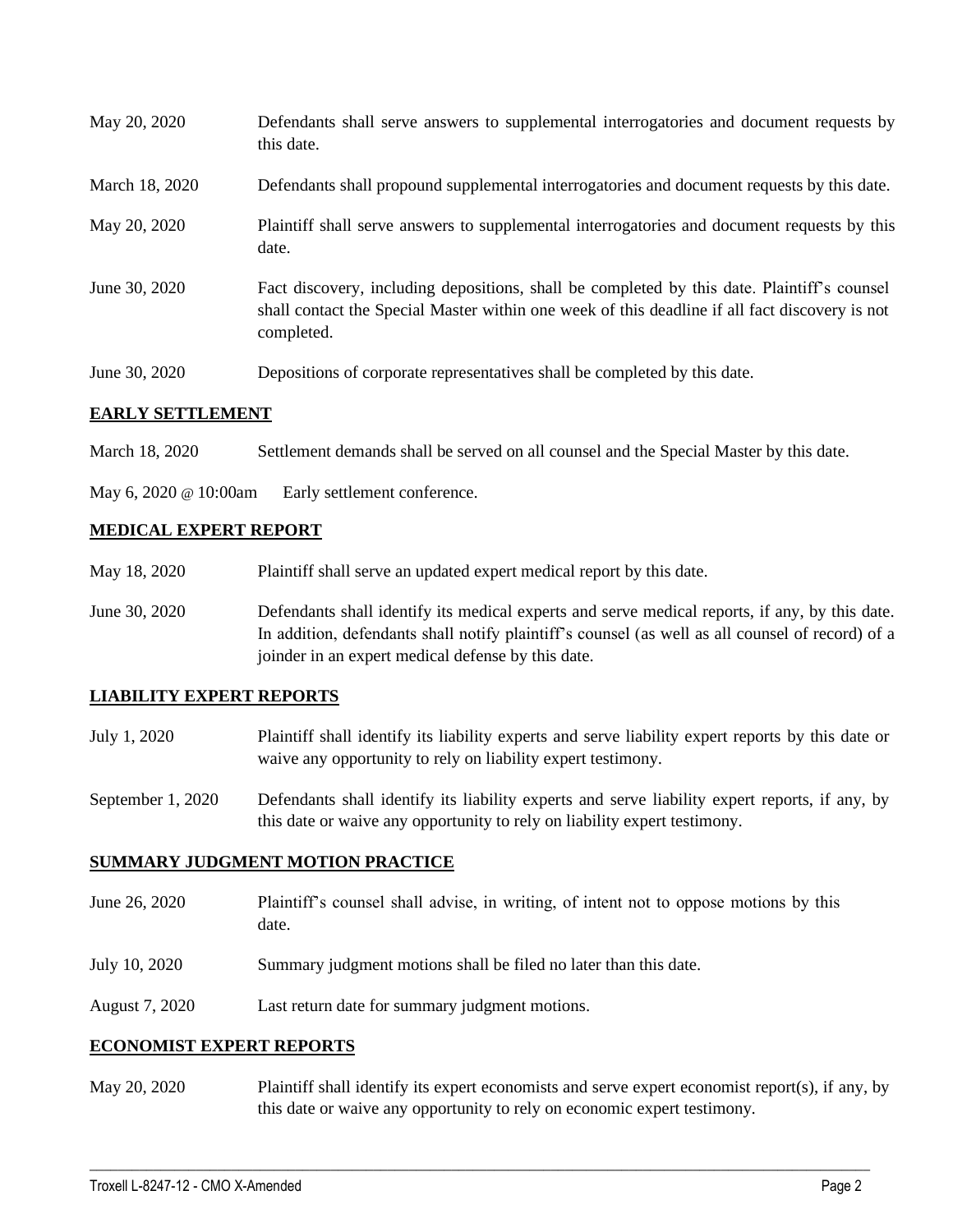| | |
|---|---|
| May 20, 2020 | Defendants shall serve answers to supplemental interrogatories and document requests by this date. |
| March 18, 2020 | Defendants shall propound supplemental interrogatories and document requests by this date. |
| May 20, 2020 | Plaintiff shall serve answers to supplemental interrogatories and document requests by this date. |
| June 30, 2020 | Fact discovery, including depositions, shall be completed by this date. Plaintiff's counsel shall contact the Special Master within one week of this deadline if all fact discovery is not completed. |
| June 30, 2020 | Depositions of corporate representatives shall be completed by this date. |

## EARLY SETTLEMENT

| | |
|---|---|
| March 18, 2020 | Settlement demands shall be served on all counsel and the Special Master by this date. |
| May 6, 2020 @ 10:00am | Early settlement conference. |

## MEDICAL EXPERT REPORT

| | |
|---|---|
| May 18, 2020 | Plaintiff shall serve an updated expert medical report by this date. |
| June 30, 2020 | Defendants shall identify its medical experts and serve medical reports, if any, by this date. In addition, defendants shall notify plaintiff's counsel (as well as all counsel of record) of a joinder in an expert medical defense by this date. |

## LIABILITY EXPERT REPORTS

| | |
|---|---|
| July 1, 2020 | Plaintiff shall identify its liability experts and serve liability expert reports by this date or waive any opportunity to rely on liability expert testimony. |
| September 1, 2020 | Defendants shall identify its liability experts and serve liability expert reports, if any, by this date or waive any opportunity to rely on liability expert testimony. |

## SUMMARY JUDGMENT MOTION PRACTICE

| | |
|---|---|
| June 26, 2020 | Plaintiff's counsel shall advise, in writing, of intent not to oppose motions by this date. |
| July 10, 2020 | Summary judgment motions shall be filed no later than this date. |
| August 7, 2020 | Last return date for summary judgment motions. |

## ECONOMIST EXPERT REPORTS

| | |
|---|---|
| May 20, 2020 | Plaintiff shall identify its expert economists and serve expert economist report(s), if any, by this date or waive any opportunity to rely on economic expert testimony. |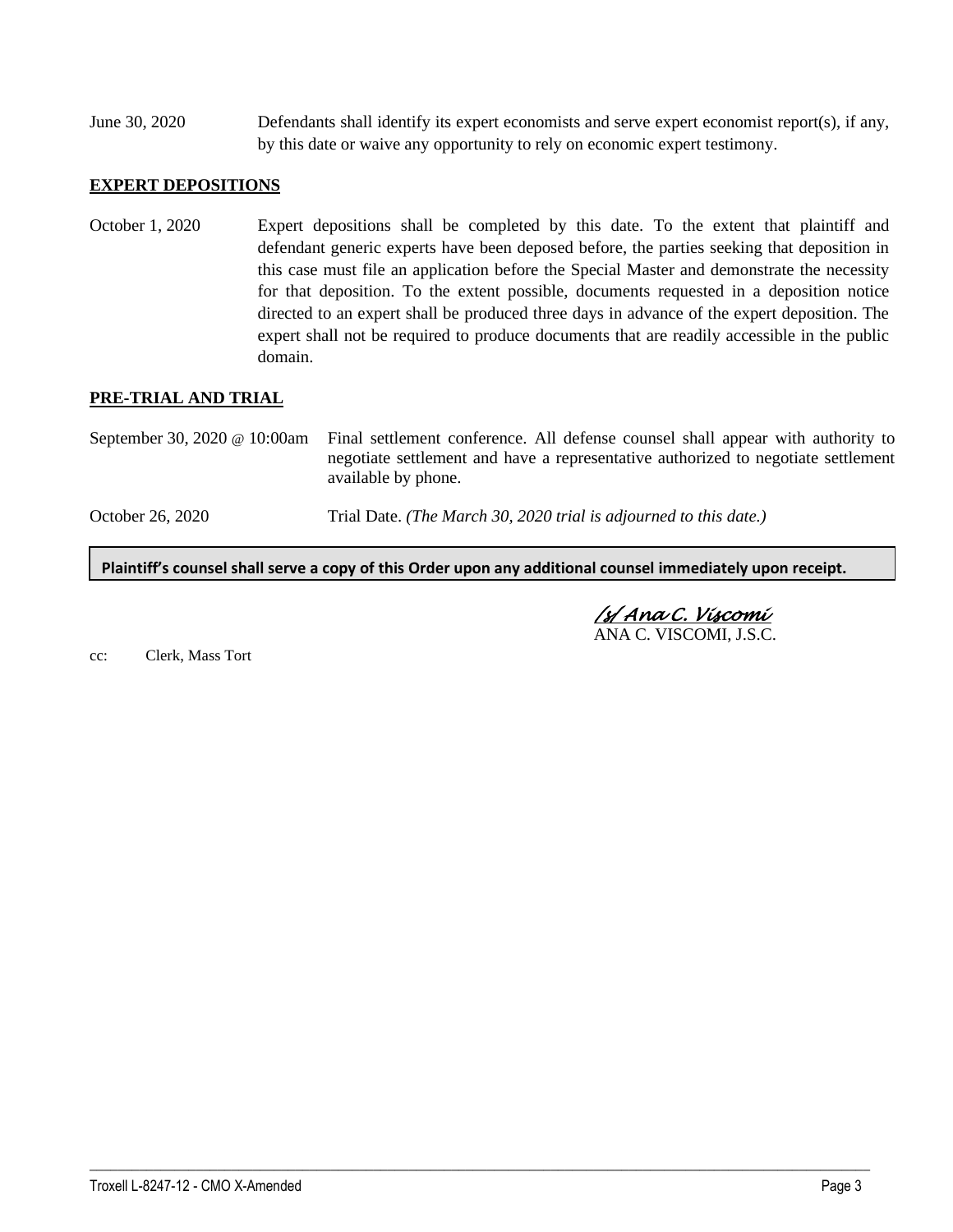June 30, 2020 Defendants shall identify its expert economists and serve expert economist report(s), if any, by this date or waive any opportunity to rely on economic expert testimony.

**EXPERT DEPOSITIONS**

October 1, 2020 Expert depositions shall be completed by this date. To the extent that plaintiff and defendant generic experts have been deposed before, the parties seeking that deposition in this case must file an application before the Special Master and demonstrate the necessity for that deposition. To the extent possible, documents requested in a deposition notice directed to an expert shall be produced three days in advance of the expert deposition. The expert shall not be required to produce documents that are readily accessible in the public domain.

**PRE-TRIAL AND TRIAL**

September 30, 2020 @ 10:00am Final settlement conference. All defense counsel shall appear with authority to negotiate settlement and have a representative authorized to negotiate settlement available by phone.

October 26, 2020 Trial Date. *(The March 30, 2020 trial is adjourned to this date.)*

**Plaintiff's counsel shall serve a copy of this Order upon any additional counsel immediately upon receipt.**

*/s/ Ana C. Viscomi*
ANA C. VISCOMI, J.S.C.

cc: Clerk, Mass Tort